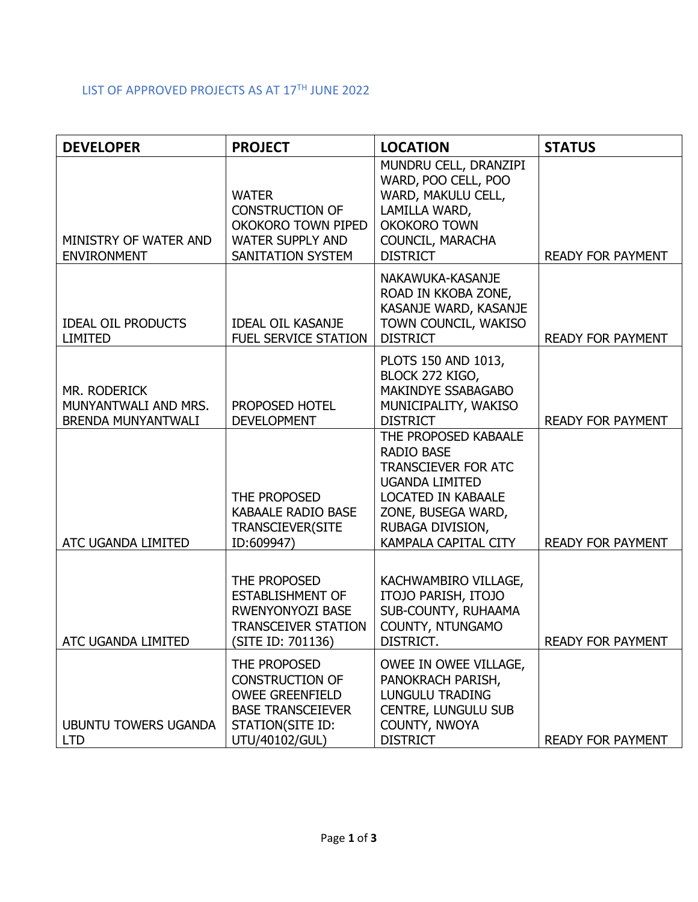LIST OF APPROVED PROJECTS AS AT 17TH JUNE 2022

| DEVELOPER | PROJECT | LOCATION | STATUS |
|---|---|---|---|
| MINISTRY OF WATER AND ENVIRONMENT | WATER CONSTRUCTION OF OKOKORO TOWN PIPED WATER SUPPLY AND SANITATION SYSTEM | MUNDRU CELL, DRANZIPI WARD, POO CELL, POO WARD, MAKULU CELL, LAMILLA WARD, OKOKORO TOWN COUNCIL, MARACHA DISTRICT | READY FOR PAYMENT |
| IDEAL OIL PRODUCTS LIMITED | IDEAL OIL KASANJE FUEL SERVICE STATION | NAKAWUKA-KASANJE ROAD IN KKOBA ZONE, KASANJE WARD, KASANJE TOWN COUNCIL, WAKISO DISTRICT | READY FOR PAYMENT |
| MR. RODERICK MUNYANTWALI AND MRS. BRENDA MUNYANTWALI | PROPOSED HOTEL DEVELOPMENT | PLOTS 150 AND 1013, BLOCK 272 KIGO, MAKINDYE SSABAGABO MUNICIPALITY, WAKISO DISTRICT | READY FOR PAYMENT |
| ATC UGANDA LIMITED | THE PROPOSED KABAALE RADIO BASE TRANSCIEVER(SITE ID:609947) | THE PROPOSED KABAALE RADIO BASE TRANSCIEVER FOR ATC UGANDA LIMITED LOCATED IN KABAALE ZONE, BUSEGA WARD, RUBAGA DIVISION, KAMPALA CAPITAL CITY | READY FOR PAYMENT |
| ATC UGANDA LIMITED | THE PROPOSED ESTABLISHMENT OF RWENYONYOZI BASE TRANSCEIVER STATION (SITE ID: 701136) | KACHWAMBIRO VILLAGE, ITOJO PARISH, ITOJO SUB-COUNTY, RUHAAMA COUNTY, NTUNGAMO DISTRICT. | READY FOR PAYMENT |
| UBUNTU TOWERS UGANDA LTD | THE PROPOSED CONSTRUCTION OF OWEE GREENFIELD BASE TRANSCEIEVER STATION(SITE ID: UTU/40102/GUL) | OWEE IN OWEE VILLAGE, PANOKRACH PARISH, LUNGULU TRADING CENTRE, LUNGULU SUB COUNTY, NWOYA DISTRICT | READY FOR PAYMENT |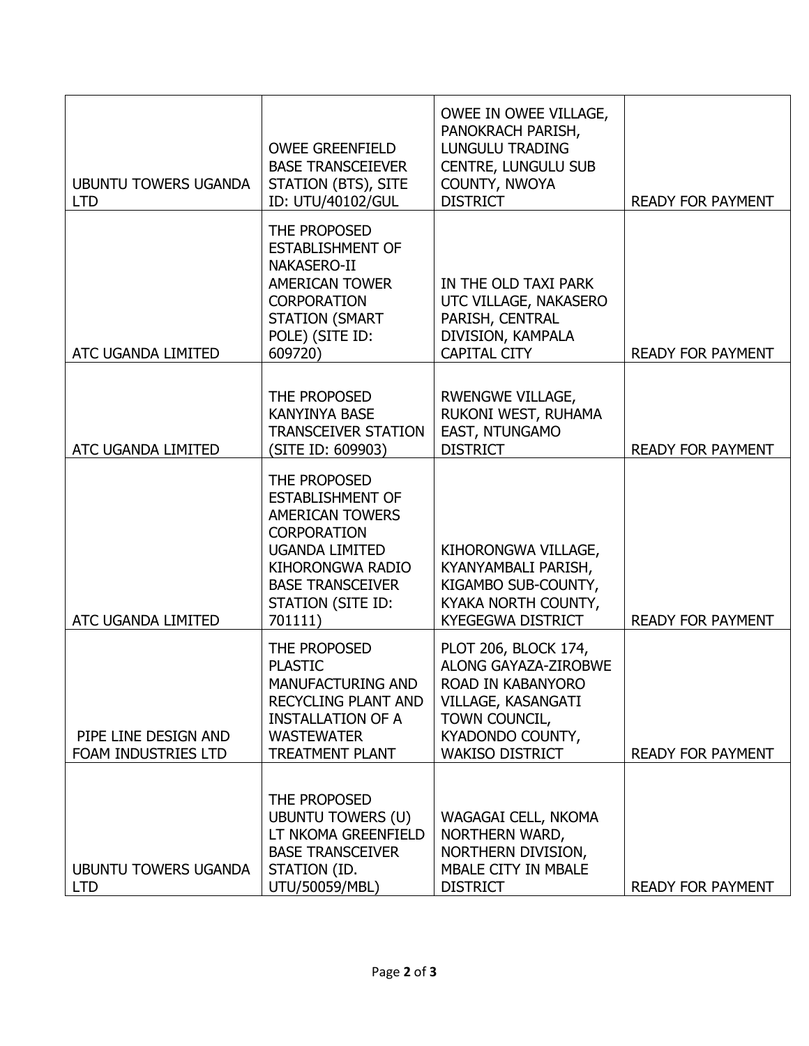| | | | |
|---|---|---|---|
| UBUNTU TOWERS UGANDA LTD | OWEE GREENFIELD BASE TRANSCEIEVER STATION (BTS), SITE ID: UTU/40102/GUL | OWEE IN OWEE VILLAGE, PANOKRACH PARISH, LUNGULU TRADING CENTRE, LUNGULU SUB COUNTY, NWOYA DISTRICT | READY FOR PAYMENT |
| ATC UGANDA LIMITED | THE PROPOSED ESTABLISHMENT OF NAKASERO-II AMERICAN TOWER CORPORATION STATION (SMART POLE) (SITE ID: 609720) | IN THE OLD TAXI PARK UTC VILLAGE, NAKASERO PARISH, CENTRAL DIVISION, KAMPALA CAPITAL CITY | READY FOR PAYMENT |
| ATC UGANDA LIMITED | THE PROPOSED KANYINYA BASE TRANSCEIVER STATION (SITE ID: 609903) | RWENGWE VILLAGE, RUKONI WEST, RUHAMA EAST, NTUNGAMO DISTRICT | READY FOR PAYMENT |
| ATC UGANDA LIMITED | THE PROPOSED ESTABLISHMENT OF AMERICAN TOWERS CORPORATION UGANDA LIMITED KIHORONGWA RADIO BASE TRANSCEIVER STATION (SITE ID: 701111) | KIHORONGWA VILLAGE, KYANYAMBALI PARISH, KIGAMBO SUB-COUNTY, KYAKA NORTH COUNTY, KYEGEGWA DISTRICT | READY FOR PAYMENT |
| PIPE LINE DESIGN AND FOAM INDUSTRIES LTD | THE PROPOSED PLASTIC MANUFACTURING AND RECYCLING PLANT AND INSTALLATION OF A WASTEWATER TREATMENT PLANT | PLOT 206, BLOCK 174, ALONG GAYAZA-ZIROBWE ROAD IN KABANYORO VILLAGE, KASANGATI TOWN COUNCIL, KYADONDO COUNTY, WAKISO DISTRICT | READY FOR PAYMENT |
| UBUNTU TOWERS UGANDA LTD | THE PROPOSED UBUNTU TOWERS (U) LT NKOMA GREENFIELD BASE TRANSCEIVER STATION (ID. UTU/50059/MBL) | WAGAGAI CELL, NKOMA NORTHERN WARD, NORTHERN DIVISION, MBALE CITY IN MBALE DISTRICT | READY FOR PAYMENT |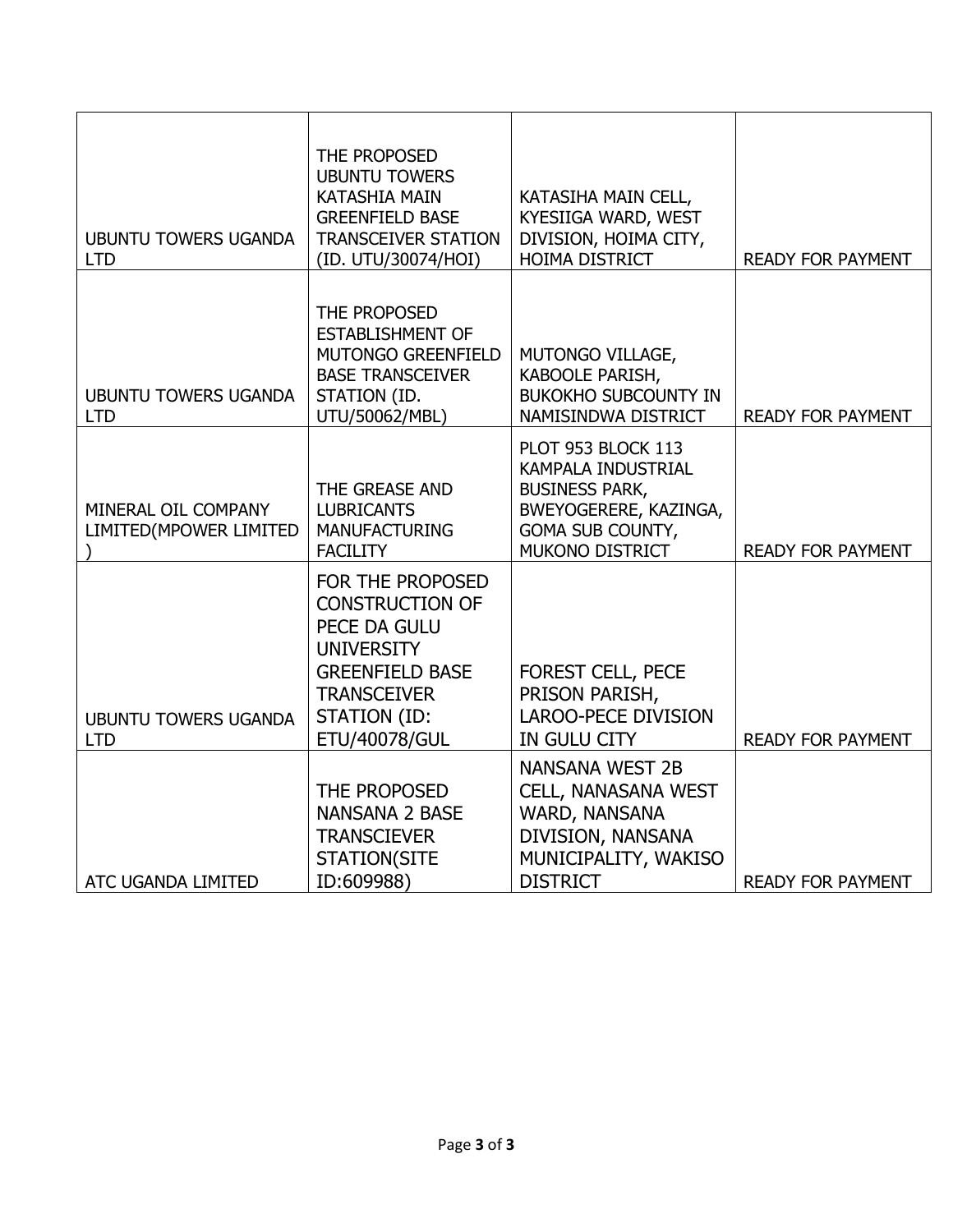| | | | |
|---|---|---|---|
| UBUNTU TOWERS UGANDA LTD | THE PROPOSED UBUNTU TOWERS KATASHIA MAIN GREENFIELD BASE TRANSCEIVER STATION (ID. UTU/30074/HOI) | KATASIHA MAIN CELL, KYESIIGA WARD, WEST DIVISION, HOIMA CITY, HOIMA DISTRICT | READY FOR PAYMENT |
| UBUNTU TOWERS UGANDA LTD | THE PROPOSED ESTABLISHMENT OF MUTONGO GREENFIELD BASE TRANSCEIVER STATION (ID. UTU/50062/MBL) | MUTONGO VILLAGE, KABOOLE PARISH, BUKOKHO SUBCOUNTY IN NAMISINDWA DISTRICT | READY FOR PAYMENT |
| MINERAL OIL COMPANY LIMITED(MPOWER LIMITED ) | THE GREASE AND LUBRICANTS MANUFACTURING FACILITY | PLOT 953 BLOCK 113 KAMPALA INDUSTRIAL BUSINESS PARK, BWEYOGERERE, KAZINGA, GOMA SUB COUNTY, MUKONO DISTRICT | READY FOR PAYMENT |
| UBUNTU TOWERS UGANDA LTD | FOR THE PROPOSED CONSTRUCTION OF PECE DA GULU UNIVERSITY GREENFIELD BASE TRANSCEIVER STATION (ID: ETU/40078/GUL | FOREST CELL, PECE PRISON PARISH, LAROO-PECE DIVISION IN GULU CITY | READY FOR PAYMENT |
| ATC UGANDA LIMITED | THE PROPOSED NANSANA 2 BASE TRANSCIEVER STATION(SITE ID:609988) | NANSANA WEST 2B CELL, NANASANA WEST WARD, NANSANA DIVISION, NANSANA MUNICIPALITY, WAKISO DISTRICT | READY FOR PAYMENT |